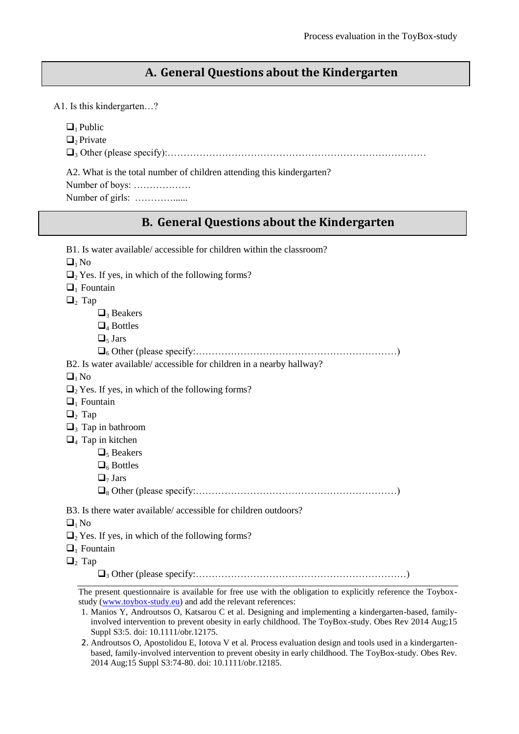## A. General Questions about the Kindergarten

A1. Is this kindergarten…?

- ❑[1] Public
- ❑[2] Private
- ❑[3] Other (please specify):………………………………………………………………………

A2. What is the total number of children attending this kindergarten?

Number of boys: ………………

Number of girls: ………….....

## B. General Questions about the Kindergarten

B1. Is water available/ accessible for children within the classroom?

- ❑[1] No
- ❑[2] Yes. If yes, in which of the following forms?
- ❑[1] Fountain
- ❑[2] Tap
    - ❑[3] Beakers
    - ❑[4] Bottles
    - ❑[5] Jars
    - ❑[6] Other (please specify:………………………………………………………)

B2. Is water available/ accessible for children in a nearby hallway?

- ❑[1] No
- ❑[2] Yes. If yes, in which of the following forms?
- ❑[1] Fountain
- ❑[2] Tap
- ❑[3] Tap in bathroom
- ❑[4] Tap in kitchen
    - ❑[5] Beakers
    - ❑[6] Bottles
    - ❑[7] Jars
    - ❑[8] Other (please specify:………………………………………………………)

B3. Is there water available/ accessible for children outdoors?

- ❑[1] No
- ❑[2] Yes. If yes, in which of the following forms?
- ❑[1] Fountain
- ❑[2] Tap
    - ❑[3] Other (please specify:…………………………………………………………)

---

The present questionnaire is available for free use with the obligation to explicitly reference the Toybox-study (www.toybox-study.eu) and add the relevant references:

1. Manios Y, Androutsos O, Katsarou C et al. Designing and implementing a kindergarten-based, family-involved intervention to prevent obesity in early childhood. The ToyBox-study. Obes Rev 2014 Aug;15 Suppl S3:5. doi: 10.1111/obr.12175.
2. Androutsos O, Apostolidou E, Iotova V et al. Process evaluation design and tools used in a kindergarten-based, family-involved intervention to prevent obesity in early childhood. The ToyBox-study. Obes Rev. 2014 Aug;15 Suppl S3:74-80. doi: 10.1111/obr.12185.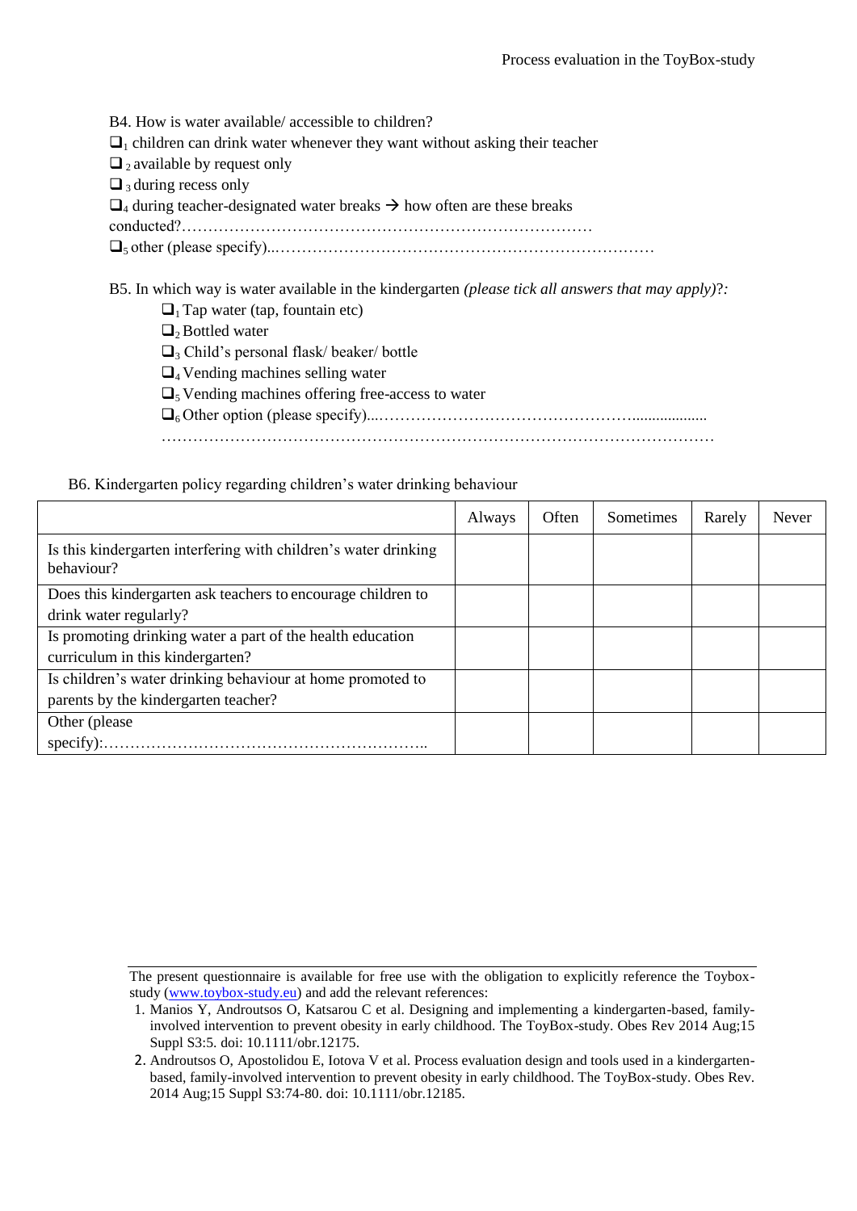B4. How is water available/ accessible to children?

❑$_1$ children can drink water whenever they want without asking their teacher

❑$_2$ available by request only

❑$_3$ during recess only

❑$_4$ during teacher-designated water breaks → how often are these breaks conducted?…………………………………………………………………

❑$_5$ other (please specify)..………………………………………………………………

B5. In which way is water available in the kindergarten *(please tick all answers that may apply)*?:

❑$_1$ Tap water (tap, fountain etc)

❑$_2$ Bottled water

❑$_3$ Child's personal flask/ beaker/ bottle

❑$_4$ Vending machines selling water

❑$_5$ Vending machines offering free-access to water

❑$_6$ Other option (please specify)...…………………………………………..................

………………………………………………………………………………………………

B6. Kindergarten policy regarding children's water drinking behaviour

| | Always | Often | Sometimes | Rarely | Never |
|---|---|---|---|---|---|
| Is this kindergarten interfering with children's water drinking behaviour? | | | | | |
| Does this kindergarten ask teachers to encourage children to drink water regularly? | | | | | |
| Is promoting drinking water a part of the health education curriculum in this kindergarten? | | | | | |
| Is children's water drinking behaviour at home promoted to parents by the kindergarten teacher? | | | | | |
| Other (please specify):…………………………………………………….. | | | | | |

The present questionnaire is available for free use with the obligation to explicitly reference the Toybox-study (www.toybox-study.eu) and add the relevant references:

1. Manios Y, Androutsos O, Katsarou C et al. Designing and implementing a kindergarten-based, family-involved intervention to prevent obesity in early childhood. The ToyBox-study. Obes Rev 2014 Aug;15 Suppl S3:5. doi: 10.1111/obr.12175.
2. Androutsos O, Apostolidou E, Iotova V et al. Process evaluation design and tools used in a kindergarten-based, family-involved intervention to prevent obesity in early childhood. The ToyBox-study. Obes Rev. 2014 Aug;15 Suppl S3:74-80. doi: 10.1111/obr.12185.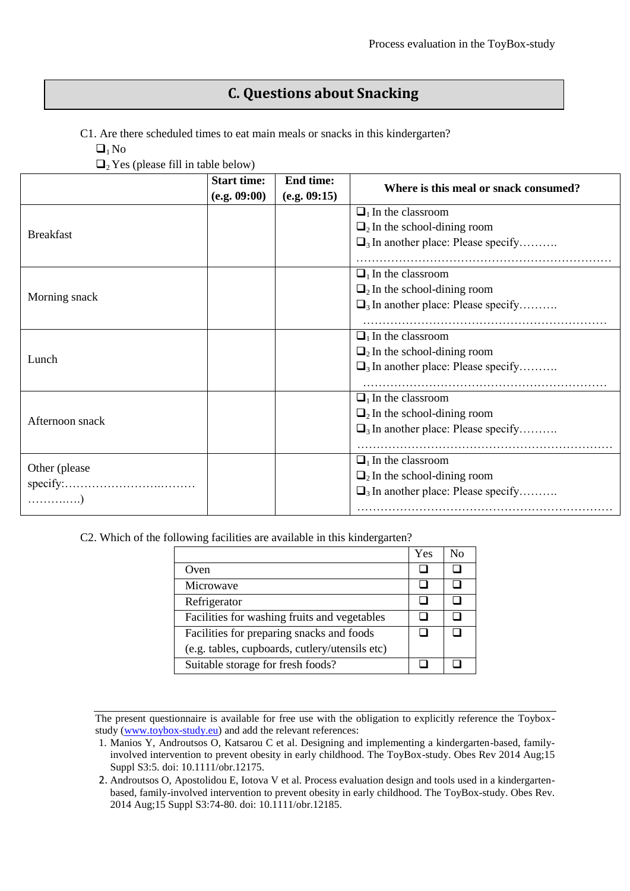## C. Questions about Snacking

C1. Are there scheduled times to eat main meals or snacks in this kindergarten?

❑[1] No

❑[2] Yes (please fill in table below)

| | Start time: (e.g. 09:00) | End time: (e.g. 09:15) | Where is this meal or snack consumed? |
|---|---|---|---|
| Breakfast | | | ❑[1] In the classroom<br>❑[2] In the school-dining room<br>❑[3] In another place: Please specify……….<br>………………………………………………………… |
| Morning snack | | | ❑[1] In the classroom<br>❑[2] In the school-dining room<br>❑[3] In another place: Please specify……….<br>……………………………………………………… |
| Lunch | | | ❑[1] In the classroom<br>❑[2] In the school-dining room<br>❑[3] In another place: Please specify……….<br>……………………………………………………… |
| Afternoon snack | | | ❑[1] In the classroom<br>❑[2] In the school-dining room<br>❑[3] In another place: Please specify……….<br>………………………………………………………… |
| Other (please specify:……………………….……… ………..…..) | | | ❑[1] In the classroom<br>❑[2] In the school-dining room<br>❑[3] In another place: Please specify……….<br>………………………………………………………… |

C2. Which of the following facilities are available in this kindergarten?

| | Yes | No |
|---|---|---|
| Oven | ❑ | ❑ |
| Microwave | ❑ | ❑ |
| Refrigerator | ❑ | ❑ |
| Facilities for washing fruits and vegetables | ❑ | ❑ |
| Facilities for preparing snacks and foods (e.g. tables, cupboards, cutlery/utensils etc) | ❑ | ❑ |
| Suitable storage for fresh foods? | ❑ | ❑ |

---

The present questionnaire is available for free use with the obligation to explicitly reference the Toybox-study (www.toybox-study.eu) and add the relevant references:

1. Manios Y, Androutsos O, Katsarou C et al. Designing and implementing a kindergarten-based, family-involved intervention to prevent obesity in early childhood. The ToyBox-study. Obes Rev 2014 Aug;15 Suppl S3:5. doi: 10.1111/obr.12175.
2. Androutsos O, Apostolidou E, Iotova V et al. Process evaluation design and tools used in a kindergarten-based, family-involved intervention to prevent obesity in early childhood. The ToyBox-study. Obes Rev. 2014 Aug;15 Suppl S3:74-80. doi: 10.1111/obr.12185.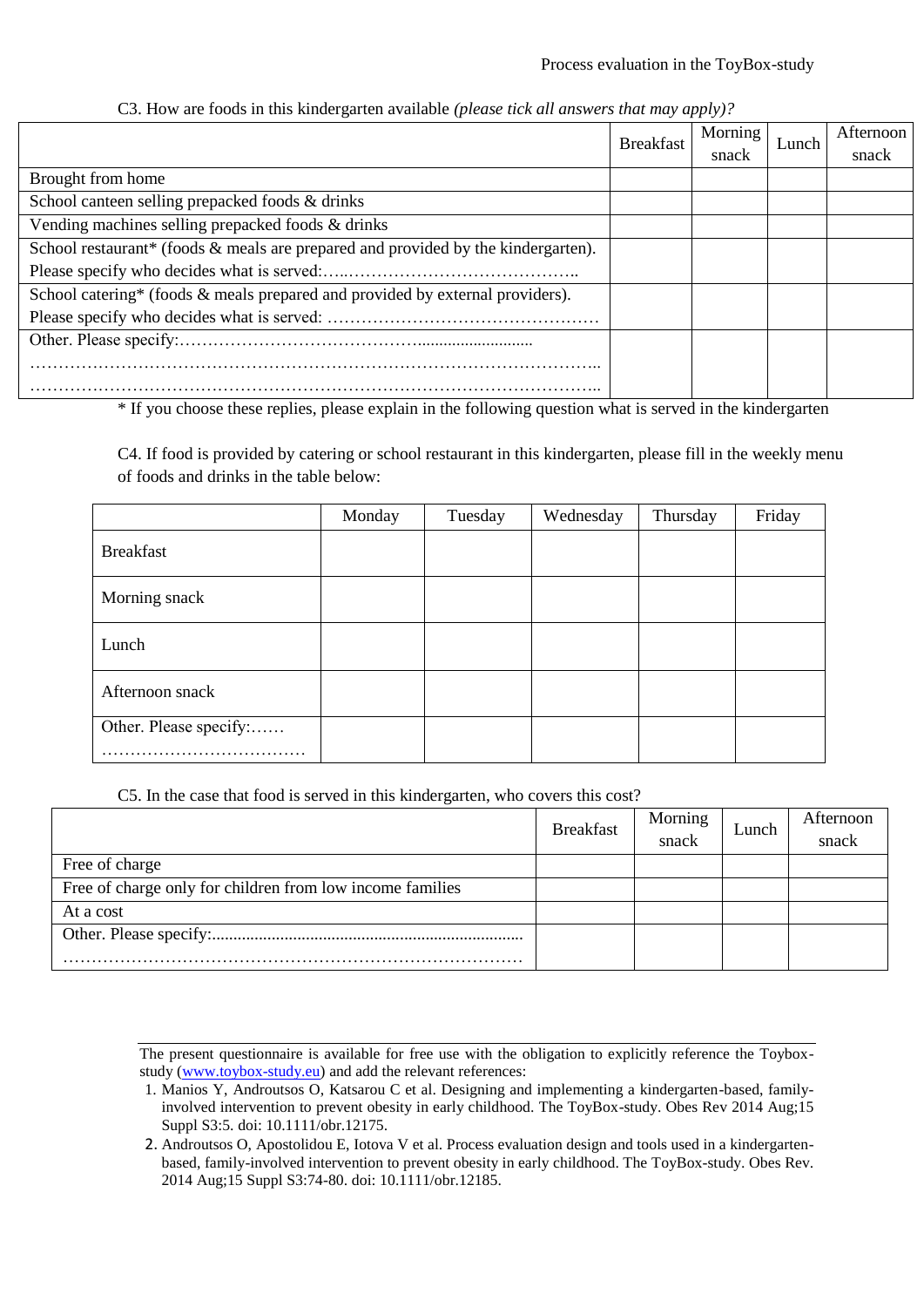C3. How are foods in this kindergarten available *(please tick all answers that may apply)?*

| | Breakfast | Morning snack | Lunch | Afternoon snack |
|---|---|---|---|---|
| Brought from home | | | | |
| School canteen selling prepacked foods & drinks | | | | |
| Vending machines selling prepacked foods & drinks | | | | |
| School restaurant* (foods & meals are prepared and provided by the kindergarten). Please specify who decides what is served:…..………………………………….. | | | | |
| School catering* (foods & meals prepared and provided by external providers). Please specify who decides what is served: ………………………………………… | | | | |
| Other. Please specify:…………………………………….......................... ……………………………………………………………………………………….. ……………………………………………………………………………………….. | | | | |

\* If you choose these replies, please explain in the following question what is served in the kindergarten

C4. If food is provided by catering or school restaurant in this kindergarten, please fill in the weekly menu of foods and drinks in the table below:

| | Monday | Tuesday | Wednesday | Thursday | Friday |
|---|---|---|---|---|---|
| Breakfast | | | | | |
| Morning snack | | | | | |
| Lunch | | | | | |
| Afternoon snack | | | | | |
| Other. Please specify:…… ……………………………… | | | | | |

C5. In the case that food is served in this kindergarten, who covers this cost?

| | Breakfast | Morning snack | Lunch | Afternoon snack |
|---|---|---|---|---|
| Free of charge | | | | |
| Free of charge only for children from low income families | | | | |
| At a cost | | | | |
| Other. Please specify:......................................................................... ……………………………………………………………………… | | | | |

The present questionnaire is available for free use with the obligation to explicitly reference the Toybox-study (www.toybox-study.eu) and add the relevant references:

1. Manios Y, Androutsos O, Katsarou C et al. Designing and implementing a kindergarten-based, family-involved intervention to prevent obesity in early childhood. The ToyBox-study. Obes Rev 2014 Aug;15 Suppl S3:5. doi: 10.1111/obr.12175.
2. Androutsos O, Apostolidou E, Iotova V et al. Process evaluation design and tools used in a kindergarten-based, family-involved intervention to prevent obesity in early childhood. The ToyBox-study. Obes Rev. 2014 Aug;15 Suppl S3:74-80. doi: 10.1111/obr.12185.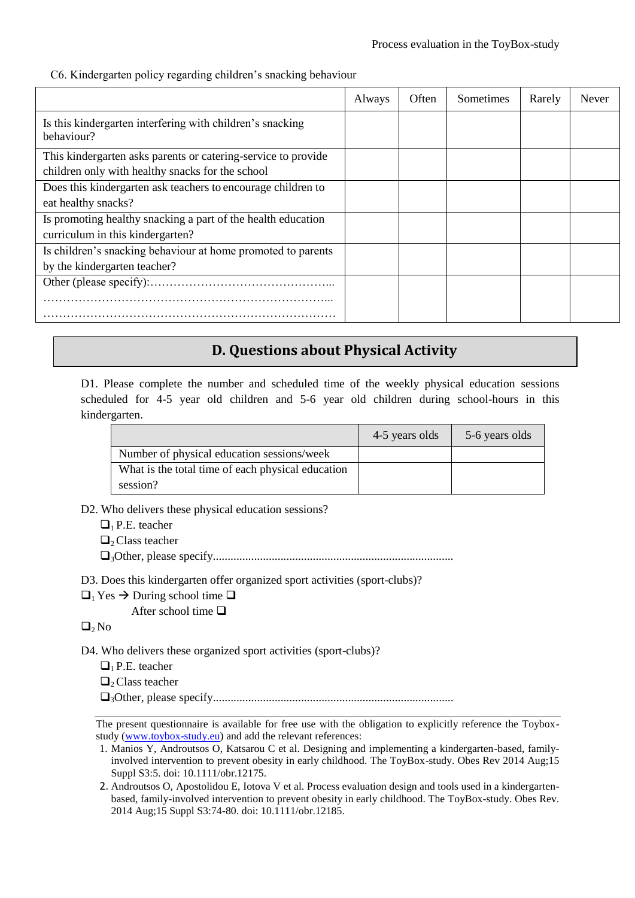C6. Kindergarten policy regarding children's snacking behaviour

| | Always | Often | Sometimes | Rarely | Never |
|---|---|---|---|---|---|
| Is this kindergarten interfering with children's snacking behaviour? | | | | | |
| This kindergarten asks parents or catering-service to provide children only with healthy snacks for the school | | | | | |
| Does this kindergarten ask teachers to encourage children to eat healthy snacks? | | | | | |
| Is promoting healthy snacking a part of the health education curriculum in this kindergarten? | | | | | |
| Is children's snacking behaviour at home promoted to parents by the kindergarten teacher? | | | | | |
| Other (please specify):………………………………………... ………………………………………………………………... ………………………………………………………………… | | | | | |

## D. Questions about Physical Activity

D1. Please complete the number and scheduled time of the weekly physical education sessions scheduled for 4-5 year old children and 5-6 year old children during school-hours in this kindergarten.

| | 4-5 years olds | 5-6 years olds |
|---|---|---|
| Number of physical education sessions/week | | |
| What is the total time of each physical education session? | | |

D2. Who delivers these physical education sessions?

- ❑1 P.E. teacher
- ❑2 Class teacher
- ❑3 Other, please specify.................................................................................

D3. Does this kindergarten offer organized sport activities (sport-clubs)?

❑1 Yes → During school time ❑
After school time ❑

❑2 No

D4. Who delivers these organized sport activities (sport-clubs)?

- ❑1 P.E. teacher
- ❑2 Class teacher
- ❑3 Other, please specify.................................................................................

The present questionnaire is available for free use with the obligation to explicitly reference the Toybox-study (www.toybox-study.eu) and add the relevant references:

1. Manios Y, Androutsos O, Katsarou C et al. Designing and implementing a kindergarten-based, family-involved intervention to prevent obesity in early childhood. The ToyBox-study. Obes Rev 2014 Aug;15 Suppl S3:5. doi: 10.1111/obr.12175.
2. Androutsos O, Apostolidou E, Iotova V et al. Process evaluation design and tools used in a kindergarten-based, family-involved intervention to prevent obesity in early childhood. The ToyBox-study. Obes Rev. 2014 Aug;15 Suppl S3:74-80. doi: 10.1111/obr.12185.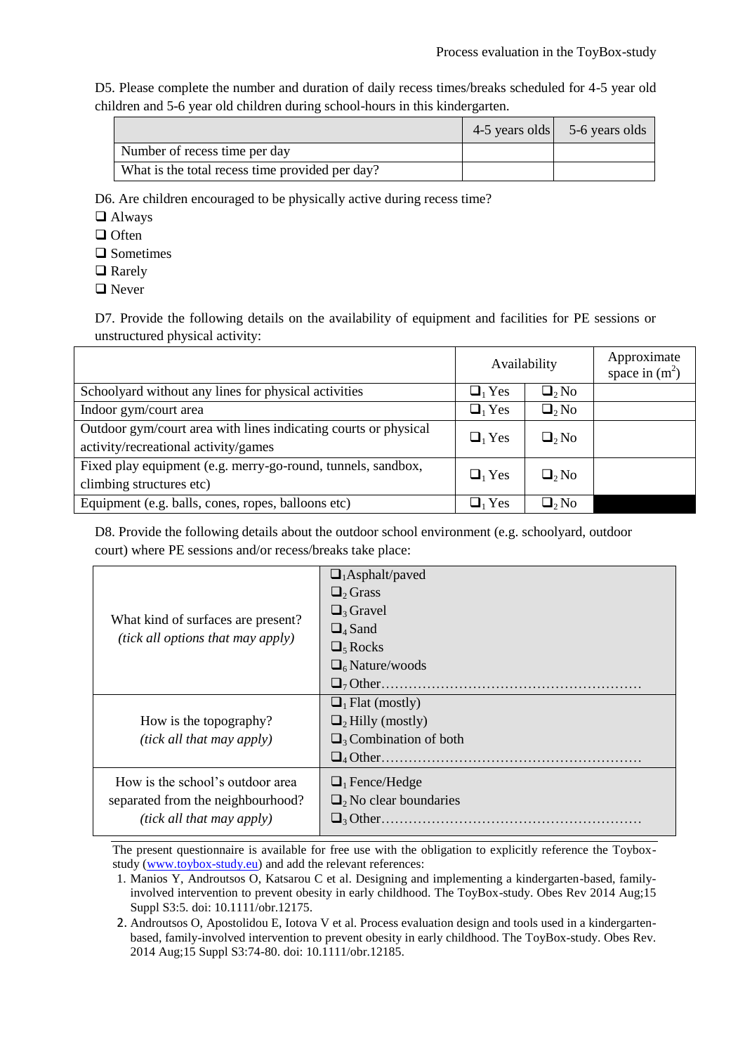D5. Please complete the number and duration of daily recess times/breaks scheduled for 4-5 year old children and 5-6 year old children during school-hours in this kindergarten.

| | 4-5 years olds | 5-6 years olds |
|---|---|---|
| Number of recess time per day | | |
| What is the total recess time provided per day? | | |

D6. Are children encouraged to be physically active during recess time?

- ❑ Always
- ❑ Often
- ❑ Sometimes
- ❑ Rarely
- ❑ Never

D7. Provide the following details on the availability of equipment and facilities for PE sessions or unstructured physical activity:

| | Availability | | Approximate space in ($m^2$) |
|---|---|---|---|
| Schoolyard without any lines for physical activities | ❑$_1$ Yes | ❑$_2$ No | |
| Indoor gym/court area | ❑$_1$ Yes | ❑$_2$ No | |
| Outdoor gym/court area with lines indicating courts or physical activity/recreational activity/games | ❑$_1$ Yes | ❑$_2$ No | |
| Fixed play equipment (e.g. merry-go-round, tunnels, sandbox, climbing structures etc) | ❑$_1$ Yes | ❑$_2$ No | |
| Equipment (e.g. balls, cones, ropes, balloons etc) | ❑$_1$ Yes | ❑$_2$ No | |

D8. Provide the following details about the outdoor school environment (e.g. schoolyard, outdoor court) where PE sessions and/or recess/breaks take place:

| | |
|---|---|
| What kind of surfaces are present? *(tick all options that may apply)* | ❑$_1$Asphalt/paved<br>❑$_2$ Grass<br>❑$_3$ Gravel<br>❑$_4$ Sand<br>❑$_5$ Rocks<br>❑$_6$ Nature/woods<br>❑$_7$ Other………………………………………………… |
| How is the topography? *(tick all that may apply)* | ❑$_1$ Flat (mostly)<br>❑$_2$ Hilly (mostly)<br>❑$_3$ Combination of both<br>❑$_4$ Other………………………………………………… |
| How is the school's outdoor area separated from the neighbourhood? *(tick all that may apply)* | ❑$_1$ Fence/Hedge<br>❑$_2$ No clear boundaries<br>❑$_3$ Other………………………………………………… |

The present questionnaire is available for free use with the obligation to explicitly reference the Toybox-study (www.toybox-study.eu) and add the relevant references:

1. Manios Y, Androutsos O, Katsarou C et al. Designing and implementing a kindergarten-based, family-involved intervention to prevent obesity in early childhood. The ToyBox-study. Obes Rev 2014 Aug;15 Suppl S3:5. doi: 10.1111/obr.12175.
2. Androutsos O, Apostolidou E, Iotova V et al. Process evaluation design and tools used in a kindergarten-based, family-involved intervention to prevent obesity in early childhood. The ToyBox-study. Obes Rev. 2014 Aug;15 Suppl S3:74-80. doi: 10.1111/obr.12185.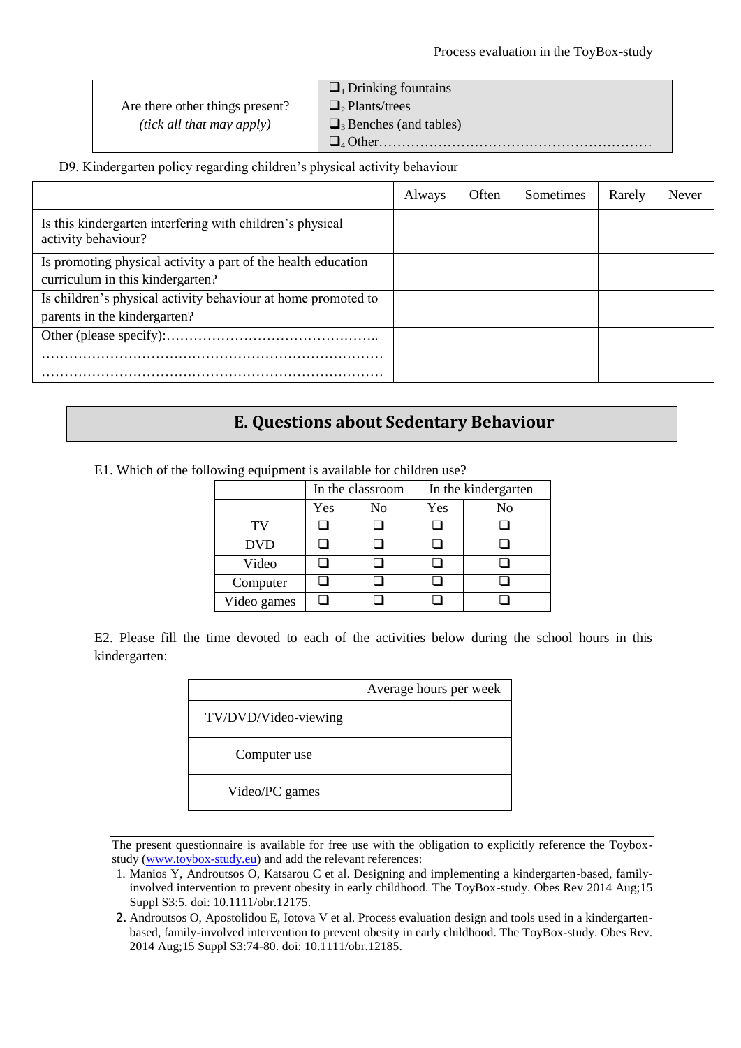| Are there other things present? *(tick all that may apply)* | ❑[1] Drinking fountains<br>❑[2] Plants/trees<br>❑[3] Benches (and tables)<br>❑[4] Other………………………………………………… |
|---|---|

D9. Kindergarten policy regarding children's physical activity behaviour

| | Always | Often | Sometimes | Rarely | Never |
|---|---|---|---|---|---|
| Is this kindergarten interfering with children's physical activity behaviour? | | | | | |
| Is promoting physical activity a part of the health education curriculum in this kindergarten? | | | | | |
| Is children's physical activity behaviour at home promoted to parents in the kindergarten? | | | | | |
| Other (please specify):……………………………………….. ……………………………………………………………… ……………………………………………………………… | | | | | |

## E. Questions about Sedentary Behaviour

E1. Which of the following equipment is available for children use?

| | In the classroom | | In the kindergarten | |
|---|---|---|---|---|
| | Yes | No | Yes | No |
| TV | ❑ | ❑ | ❑ | ❑ |
| DVD | ❑ | ❑ | ❑ | ❑ |
| Video | ❑ | ❑ | ❑ | ❑ |
| Computer | ❑ | ❑ | ❑ | ❑ |
| Video games | ❑ | ❑ | ❑ | ❑ |

E2. Please fill the time devoted to each of the activities below during the school hours in this kindergarten:

| | Average hours per week |
|---|---|
| TV/DVD/Video-viewing | |
| Computer use | |
| Video/PC games | |

The present questionnaire is available for free use with the obligation to explicitly reference the Toybox-study (www.toybox-study.eu) and add the relevant references:

1. Manios Y, Androutsos O, Katsarou C et al. Designing and implementing a kindergarten-based, family-involved intervention to prevent obesity in early childhood. The ToyBox-study. Obes Rev 2014 Aug;15 Suppl S3:5. doi: 10.1111/obr.12175.
2. Androutsos O, Apostolidou E, Iotova V et al. Process evaluation design and tools used in a kindergarten-based, family-involved intervention to prevent obesity in early childhood. The ToyBox-study. Obes Rev. 2014 Aug;15 Suppl S3:74-80. doi: 10.1111/obr.12185.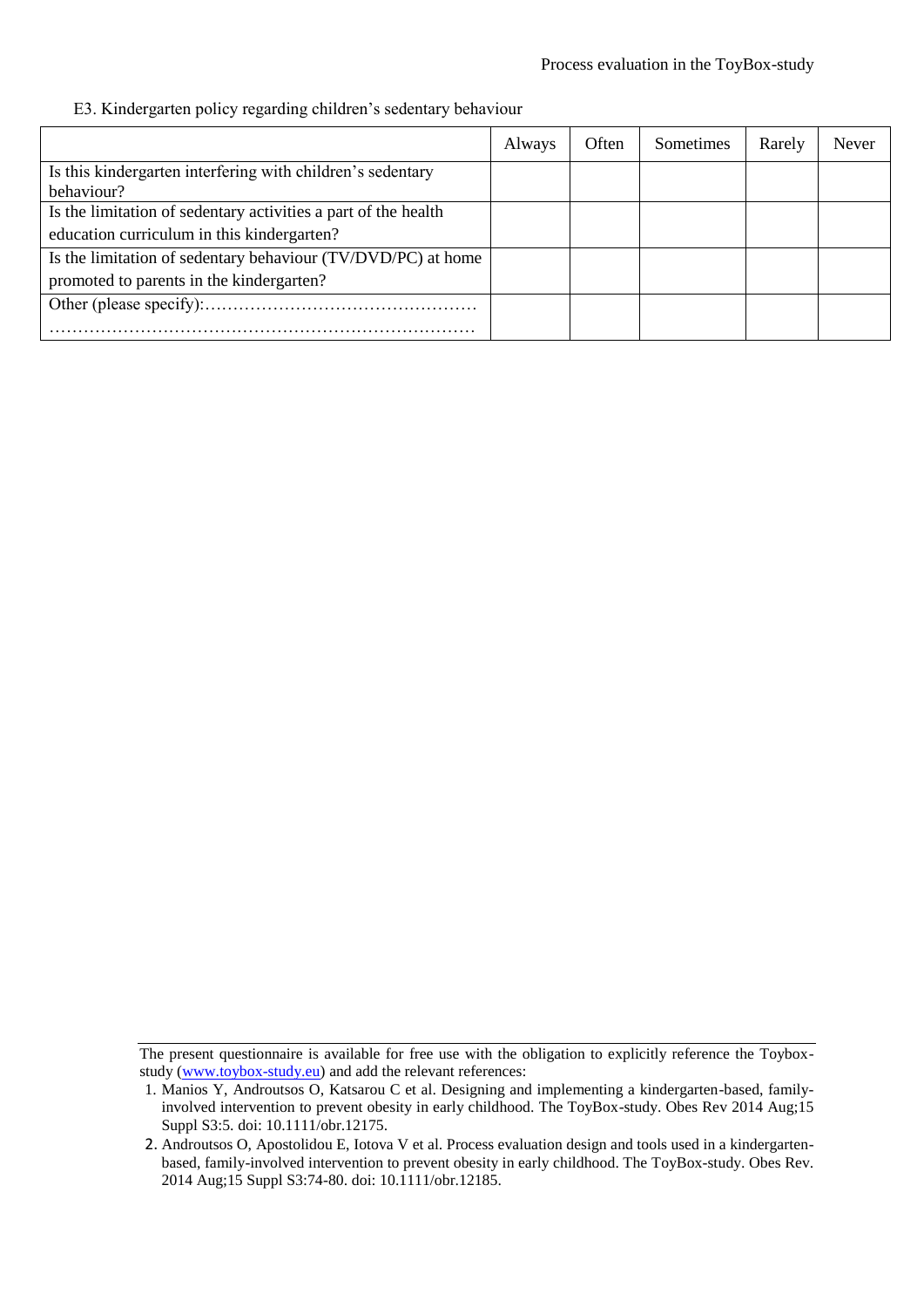E3. Kindergarten policy regarding children's sedentary behaviour

| | Always | Often | Sometimes | Rarely | Never |
|---|---|---|---|---|---|
| Is this kindergarten interfering with children's sedentary behaviour? | | | | | |
| Is the limitation of sedentary activities a part of the health education curriculum in this kindergarten? | | | | | |
| Is the limitation of sedentary behaviour (TV/DVD/PC) at home promoted to parents in the kindergarten? | | | | | |
| Other (please specify):………………………………………… ………………………………………………………………… | | | | | |

---

The present questionnaire is available for free use with the obligation to explicitly reference the Toybox-study (www.toybox-study.eu) and add the relevant references:

1. Manios Y, Androutsos O, Katsarou C et al. Designing and implementing a kindergarten-based, family-involved intervention to prevent obesity in early childhood. The ToyBox-study. Obes Rev 2014 Aug;15 Suppl S3:5. doi: 10.1111/obr.12175.
2. Androutsos O, Apostolidou E, Iotova V et al. Process evaluation design and tools used in a kindergarten-based, family-involved intervention to prevent obesity in early childhood. The ToyBox-study. Obes Rev. 2014 Aug;15 Suppl S3:74-80. doi: 10.1111/obr.12185.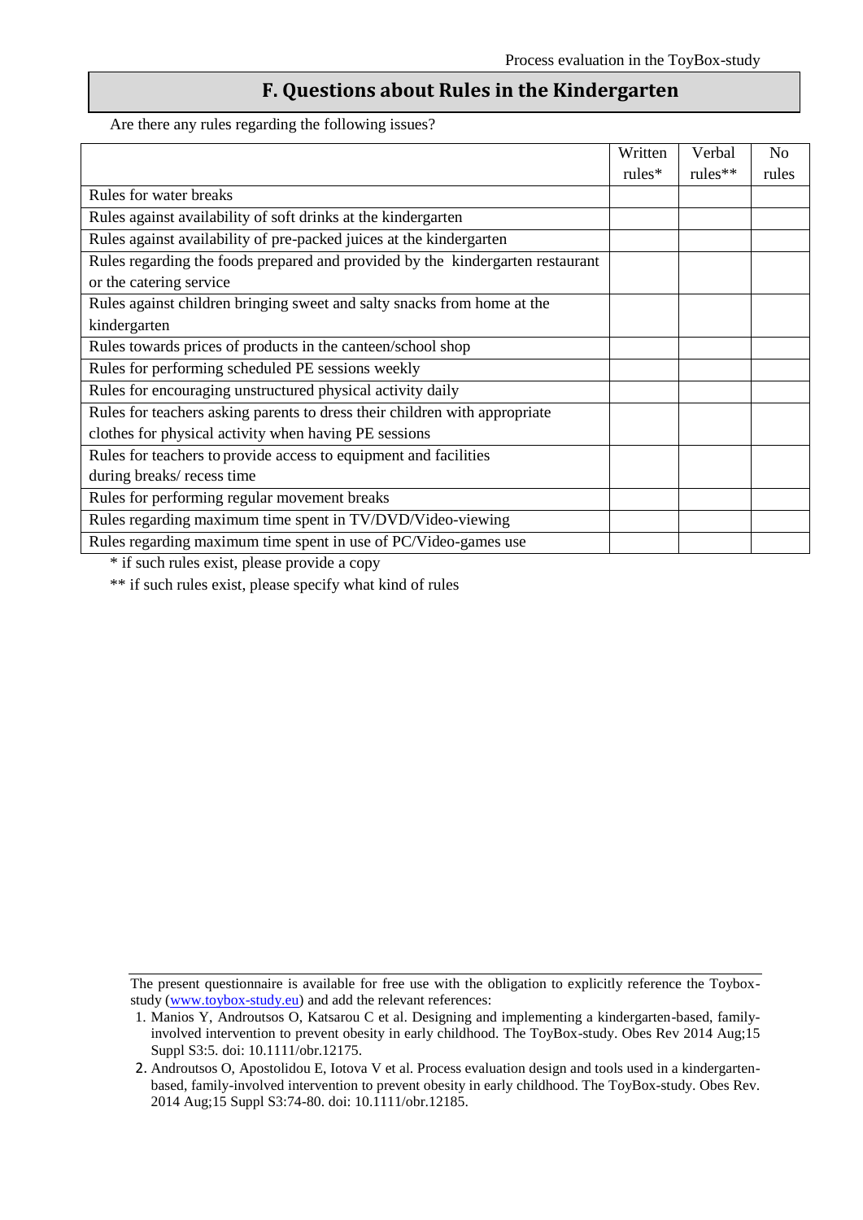## F. Questions about Rules in the Kindergarten

Are there any rules regarding the following issues?

| | Written rules* | Verbal rules** | No rules |
|---|---|---|---|
| Rules for water breaks | | | |
| Rules against availability of soft drinks at the kindergarten | | | |
| Rules against availability of pre-packed juices at the kindergarten | | | |
| Rules regarding the foods prepared and provided by the kindergarten restaurant or the catering service | | | |
| Rules against children bringing sweet and salty snacks from home at the kindergarten | | | |
| Rules towards prices of products in the canteen/school shop | | | |
| Rules for performing scheduled PE sessions weekly | | | |
| Rules for encouraging unstructured physical activity daily | | | |
| Rules for teachers asking parents to dress their children with appropriate clothes for physical activity when having PE sessions | | | |
| Rules for teachers to provide access to equipment and facilities during breaks/ recess time | | | |
| Rules for performing regular movement breaks | | | |
| Rules regarding maximum time spent in TV/DVD/Video-viewing | | | |
| Rules regarding maximum time spent in use of PC/Video-games use | | | |

* if such rules exist, please provide a copy

** if such rules exist, please specify what kind of rules

---

The present questionnaire is available for free use with the obligation to explicitly reference the Toybox-study (www.toybox-study.eu) and add the relevant references:

1. Manios Y, Androutsos O, Katsarou C et al. Designing and implementing a kindergarten-based, family-involved intervention to prevent obesity in early childhood. The ToyBox-study. Obes Rev 2014 Aug;15 Suppl S3:5. doi: 10.1111/obr.12175.
2. Androutsos O, Apostolidou E, Iotova V et al. Process evaluation design and tools used in a kindergarten-based, family-involved intervention to prevent obesity in early childhood. The ToyBox-study. Obes Rev. 2014 Aug;15 Suppl S3:74-80. doi: 10.1111/obr.12185.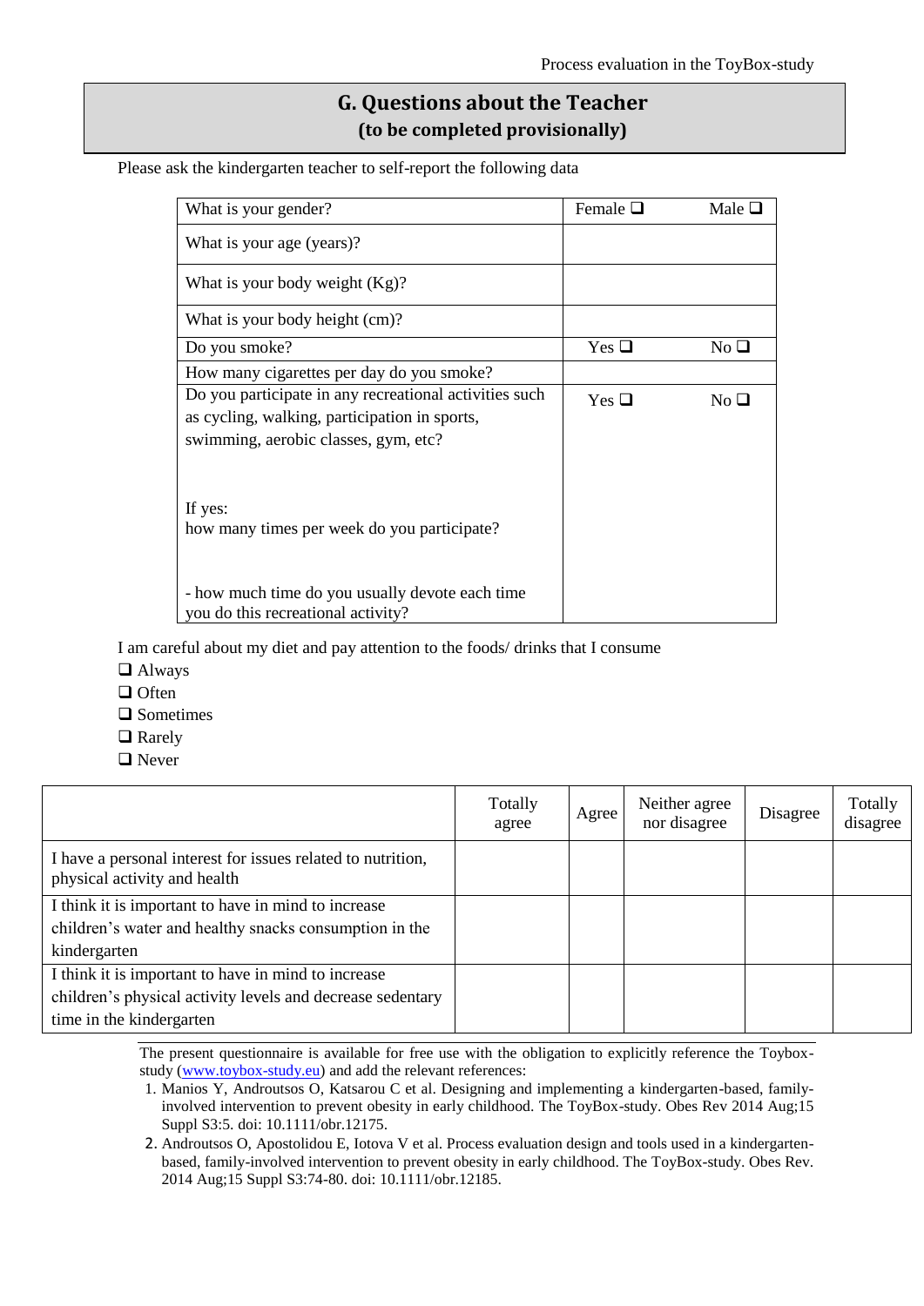## G. Questions about the Teacher
**(to be completed provisionally)**

Please ask the kindergarten teacher to self-report the following data

| | | |
|---|---|---|
| What is your gender? | Female ❑ | Male ❑ |
| What is your age (years)? | | |
| What is your body weight (Kg)? | | |
| What is your body height (cm)? | | |
| Do you smoke? | Yes ❑ | No ❑ |
| How many cigarettes per day do you smoke? | | |
| Do you participate in any recreational activities such as cycling, walking, participation in sports, swimming, aerobic classes, gym, etc?<br><br>If yes:<br>how many times per week do you participate?<br><br>- how much time do you usually devote each time you do this recreational activity? | Yes ❑ | No ❑ |

I am careful about my diet and pay attention to the foods/ drinks that I consume

❑ Always
❑ Often
❑ Sometimes
❑ Rarely
❑ Never

| | Totally agree | Agree | Neither agree nor disagree | Disagree | Totally disagree |
|---|---|---|---|---|---|
| I have a personal interest for issues related to nutrition, physical activity and health | | | | | |
| I think it is important to have in mind to increase children's water and healthy snacks consumption in the kindergarten | | | | | |
| I think it is important to have in mind to increase children's physical activity levels and decrease sedentary time in the kindergarten | | | | | |

The present questionnaire is available for free use with the obligation to explicitly reference the Toybox-study (www.toybox-study.eu) and add the relevant references:

1. Manios Y, Androutsos O, Katsarou C et al. Designing and implementing a kindergarten-based, family-involved intervention to prevent obesity in early childhood. The ToyBox-study. Obes Rev 2014 Aug;15 Suppl S3:5. doi: 10.1111/obr.12175.
2. Androutsos O, Apostolidou E, Iotova V et al. Process evaluation design and tools used in a kindergarten-based, family-involved intervention to prevent obesity in early childhood. The ToyBox-study. Obes Rev. 2014 Aug;15 Suppl S3:74-80. doi: 10.1111/obr.12185.